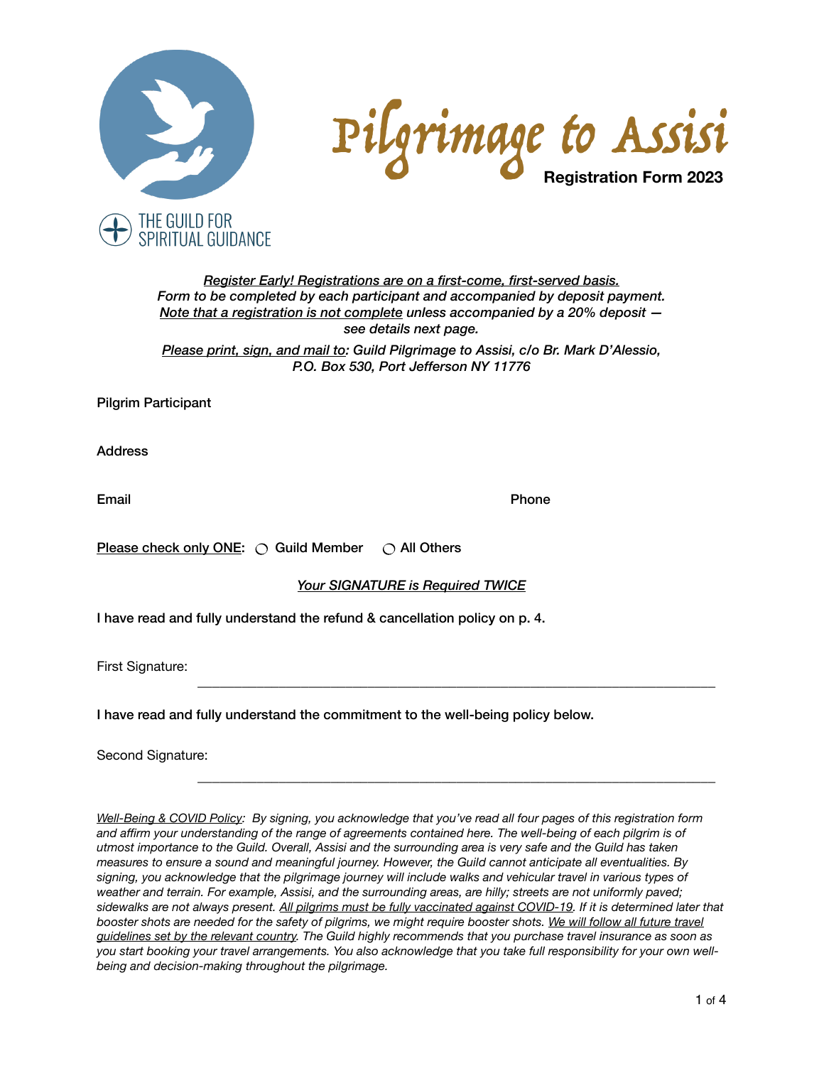THE GUILD FOR SPIRITUAL GUIDANCE

# Pilgrimage to Assisi

**Registration Form 2023**

*Register Early! Registrations are on a first-come, first-served basis.*
*Form to be completed by each participant and accompanied by deposit payment.*
*Note that a registration is not complete unless accompanied by a 20% deposit — see details next page.*

*Please print, sign, and mail to: Guild Pilgrimage to Assisi, c/o Br. Mark D'Alessio, P.O. Box 530, Port Jefferson NY 11776*

Pilgrim Participant

Address

Email                                        Phone

Please check only ONE: ◯ Guild Member ◯ All Others

*Your SIGNATURE is Required TWICE*

I have read and fully understand the refund & cancellation policy on p. 4.

First Signature: ______________________________________________

I have read and fully understand the commitment to the well-being policy below.

Second Signature: ______________________________________________

*Well-Being & COVID Policy: By signing, you acknowledge that you've read all four pages of this registration form and affirm your understanding of the range of agreements contained here. The well-being of each pilgrim is of utmost importance to the Guild. Overall, Assisi and the surrounding area is very safe and the Guild has taken measures to ensure a sound and meaningful journey. However, the Guild cannot anticipate all eventualities. By signing, you acknowledge that the pilgrimage journey will include walks and vehicular travel in various types of weather and terrain. For example, Assisi, and the surrounding areas, are hilly; streets are not uniformly paved; sidewalks are not always present. All pilgrims must be fully vaccinated against COVID-19. If it is determined later that booster shots are needed for the safety of pilgrims, we might require booster shots. We will follow all future travel guidelines set by the relevant country. The Guild highly recommends that you purchase travel insurance as soon as you start booking your travel arrangements. You also acknowledge that you take full responsibility for your own well-being and decision-making throughout the pilgrimage.*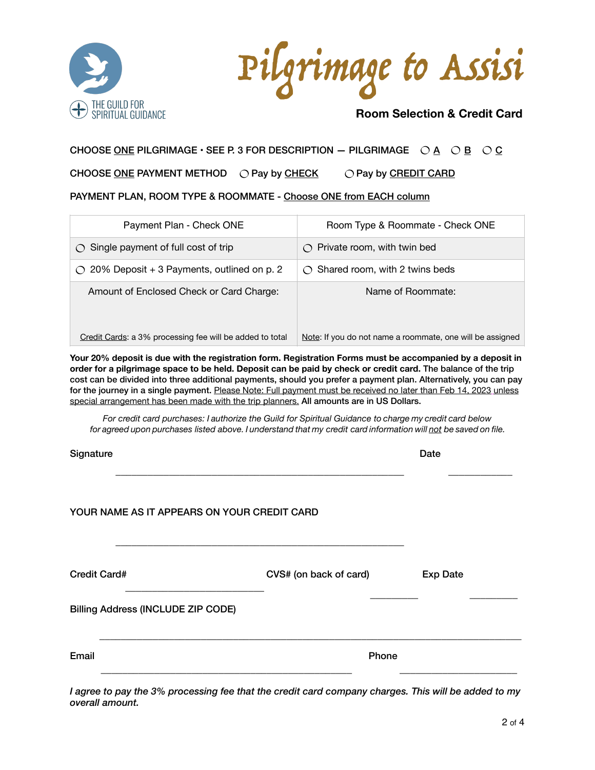THE GUILD FOR SPIRITUAL GUIDANCE

# Pilgrimage to Assisi

## Room Selection & Credit Card

CHOOSE ONE PILGRIMAGE • SEE P. 3 FOR DESCRIPTION — PILGRIMAGE ◯ A ◯ B ◯ C

CHOOSE ONE PAYMENT METHOD ◯ Pay by CHECK ◯ Pay by CREDIT CARD

PAYMENT PLAN, ROOM TYPE & ROOMMATE - Choose ONE from EACH column

| Payment Plan - Check ONE | Room Type & Roommate - Check ONE |
|---|---|
| ◯ Single payment of full cost of trip | ◯ Private room, with twin bed |
| ◯ 20% Deposit + 3 Payments, outlined on p. 2 | ◯ Shared room, with 2 twins beds |
| Amount of Enclosed Check or Card Charge: <br><br> Credit Cards: a 3% processing fee will be added to total | Name of Roommate: <br><br> Note: If you do not name a roommate, one will be assigned |

**Your 20% deposit is due with the registration form. Registration Forms must be accompanied by a deposit in order for a pilgrimage space to be held. Deposit can be paid by check or credit card.** The balance of the trip cost can be divided into three additional payments, should you prefer a payment plan. Alternatively, you can pay for the journey in a single payment. Please Note: Full payment must be received no later than Feb 14, 2023 unless special arrangement has been made with the trip planners. **All amounts are in US Dollars.**

*For credit card purchases: I authorize the Guild for Spiritual Guidance to charge my credit card below for agreed upon purchases listed above. I understand that my credit card information will not be saved on file.*

Signature ______________________________________________ Date ____________

YOUR NAME AS IT APPEARS ON YOUR CREDIT CARD

______________________________________________

Credit Card# ________________________ CVS# (on back of card) _________ Exp Date _________

Billing Address (INCLUDE ZIP CODE)

______________________________________________________________________

Email ____________________________________________ Phone ______________________

*I agree to pay the 3% processing fee that the credit card company charges. This will be added to my overall amount.*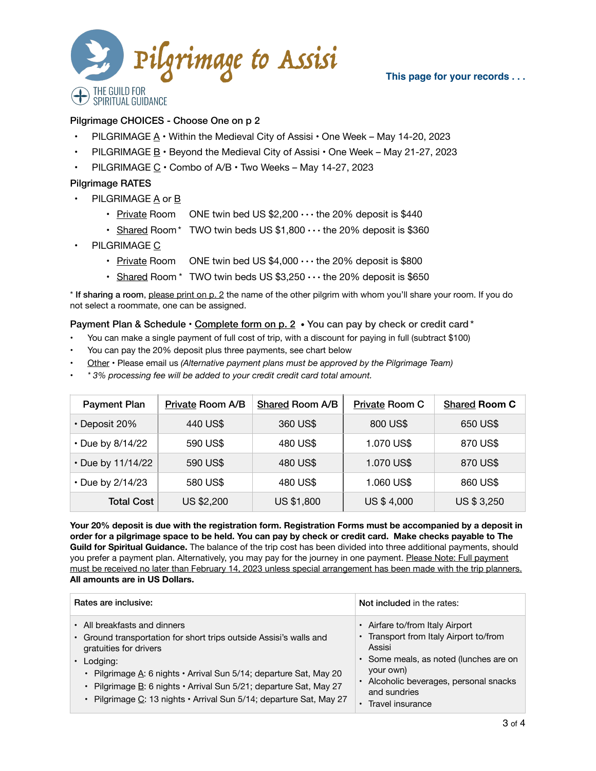# Pilgrimage to Assisi

THE GUILD FOR SPIRITUAL GUIDANCE

**This page for your records . . .**

## Pilgrimage CHOICES - Choose One on p 2

- PILGRIMAGE A • Within the Medieval City of Assisi • One Week – May 14-20, 2023
- PILGRIMAGE B • Beyond the Medieval City of Assisi • One Week – May 21-27, 2023
- PILGRIMAGE C • Combo of A/B • Two Weeks – May 14-27, 2023

## Pilgrimage RATES

- PILGRIMAGE A or B
  - Private Room ONE twin bed US $2,200 · · · the 20% deposit is $440
  - Shared Room* TWO twin beds US $1,800 · · · the 20% deposit is $360
- PILGRIMAGE C
  - Private Room ONE twin bed US $4,000 · · · the 20% deposit is $800
  - Shared Room * TWO twin beds US $3,250 · · · the 20% deposit is $650

* **If sharing a room**, please print on p. 2 the name of the other pilgrim with whom you'll share your room. If you do not select a roommate, one can be assigned.

## Payment Plan & Schedule • Complete form on p. 2 • You can pay by check or credit card*

- You can make a single payment of full cost of trip, with a discount for paying in full (subtract $100)
- You can pay the 20% deposit plus three payments, see chart below
- Other • Please email us *(Alternative payment plans must be approved by the Pilgrimage Team)*
- *\* 3% processing fee will be added to your credit credit card total amount.*

| Payment Plan | Private Room A/B | Shared Room A/B | Private Room C | Shared Room C |
|---|---|---|---|---|
| • Deposit 20% | 440 US$ | 360 US$ | 800 US$ | 650 US$ |
| • Due by 8/14/22 | 590 US$ | 480 US$ | 1.070 US$ | 870 US$ |
| • Due by 11/14/22 | 590 US$ | 480 US$ | 1.070 US$ | 870 US$ |
| • Due by 2/14/23 | 580 US$ | 480 US$ | 1.060 US$ | 860 US$ |
| **Total Cost** | US $2,200 | US $1,800 | US $ 4,000 | US $ 3,250 |

**Your 20% deposit is due with the registration form. Registration Forms must be accompanied by a deposit in order for a pilgrimage space to be held. You can pay by check or credit card. Make checks payable to The Guild for Spiritual Guidance.** The balance of the trip cost has been divided into three additional payments, should you prefer a payment plan. Alternatively, you may pay for the journey in one payment. Please Note: Full payment must be received no later than February 14, 2023 unless special arrangement has been made with the trip planners. **All amounts are in US Dollars.**

| Rates are inclusive: | **Not included** in the rates: |
|---|---|
| • All breakfasts and dinners<br>• Ground transportation for short trips outside Assisi's walls and gratuities for drivers<br>• Lodging:<br>  • Pilgrimage A: 6 nights • Arrival Sun 5/14; departure Sat, May 20<br>  • Pilgrimage B: 6 nights • Arrival Sun 5/21; departure Sat, May 27<br>  • Pilgrimage C: 13 nights • Arrival Sun 5/14; departure Sat, May 27 | • Airfare to/from Italy Airport<br>• Transport from Italy Airport to/from Assisi<br>• Some meals, as noted (lunches are on your own)<br>• Alcoholic beverages, personal snacks and sundries<br>• Travel insurance |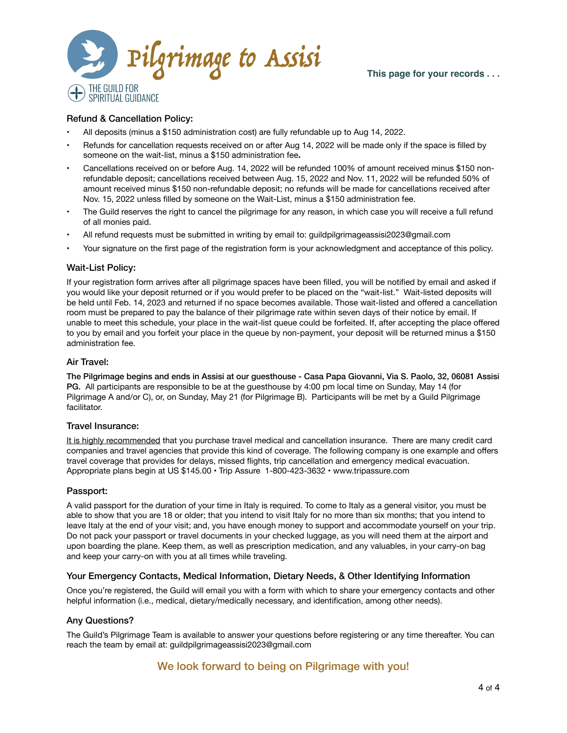# Pilgrimage to Assisi

THE GUILD FOR SPIRITUAL GUIDANCE

**This page for your records . . .**

### Refund & Cancellation Policy:

- All deposits (minus a $150 administration cost) are fully refundable up to Aug 14, 2022.
- Refunds for cancellation requests received on or after Aug 14, 2022 will be made only if the space is filled by someone on the wait-list, minus a $150 administration fee**.**
- Cancellations received on or before Aug. 14, 2022 will be refunded 100% of amount received minus $150 non-refundable deposit; cancellations received between Aug. 15, 2022 and Nov. 11, 2022 will be refunded 50% of amount received minus $150 non-refundable deposit; no refunds will be made for cancellations received after Nov. 15, 2022 unless filled by someone on the Wait-List, minus a $150 administration fee.
- The Guild reserves the right to cancel the pilgrimage for any reason, in which case you will receive a full refund of all monies paid.
- All refund requests must be submitted in writing by email to: guildpilgrimageassisi2023@gmail.com
- Your signature on the first page of the registration form is your acknowledgment and acceptance of this policy.

### Wait-List Policy:

If your registration form arrives after all pilgrimage spaces have been filled, you will be notified by email and asked if you would like your deposit returned or if you would prefer to be placed on the "wait-list." Wait-listed deposits will be held until Feb. 14, 2023 and returned if no space becomes available. Those wait-listed and offered a cancellation room must be prepared to pay the balance of their pilgrimage rate within seven days of their notice by email. If unable to meet this schedule, your place in the wait-list queue could be forfeited. If, after accepting the place offered to you by email and you forfeit your place in the queue by non-payment, your deposit will be returned minus a $150 administration fee.

### Air Travel:

**The Pilgrimage begins and ends in Assisi at our guesthouse - Casa Papa Giovanni, Via S. Paolo, 32, 06081 Assisi PG.** All participants are responsible to be at the guesthouse by 4:00 pm local time on Sunday, May 14 (for Pilgrimage A and/or C), or, on Sunday, May 21 (for Pilgrimage B). Participants will be met by a Guild Pilgrimage facilitator.

### Travel Insurance:

<u>It is highly recommended</u> that you purchase travel medical and cancellation insurance. There are many credit card companies and travel agencies that provide this kind of coverage. The following company is one example and offers travel coverage that provides for delays, missed flights, trip cancellation and emergency medical evacuation. Appropriate plans begin at US $145.00 • Trip Assure 1-800-423-3632 • www.tripassure.com

### Passport:

A valid passport for the duration of your time in Italy is required. To come to Italy as a general visitor, you must be able to show that you are 18 or older; that you intend to visit Italy for no more than six months; that you intend to leave Italy at the end of your visit; and, you have enough money to support and accommodate yourself on your trip. Do not pack your passport or travel documents in your checked luggage, as you will need them at the airport and upon boarding the plane. Keep them, as well as prescription medication, and any valuables, in your carry-on bag and keep your carry-on with you at all times while traveling.

### Your Emergency Contacts, Medical Information, Dietary Needs, & Other Identifying Information

Once you're registered, the Guild will email you with a form with which to share your emergency contacts and other helpful information (i.e., medical, dietary/medically necessary, and identification, among other needs).

### Any Questions?

The Guild's Pilgrimage Team is available to answer your questions before registering or any time thereafter. You can reach the team by email at: guildpilgrimageassisi2023@gmail.com

**We look forward to being on Pilgrimage with you!**